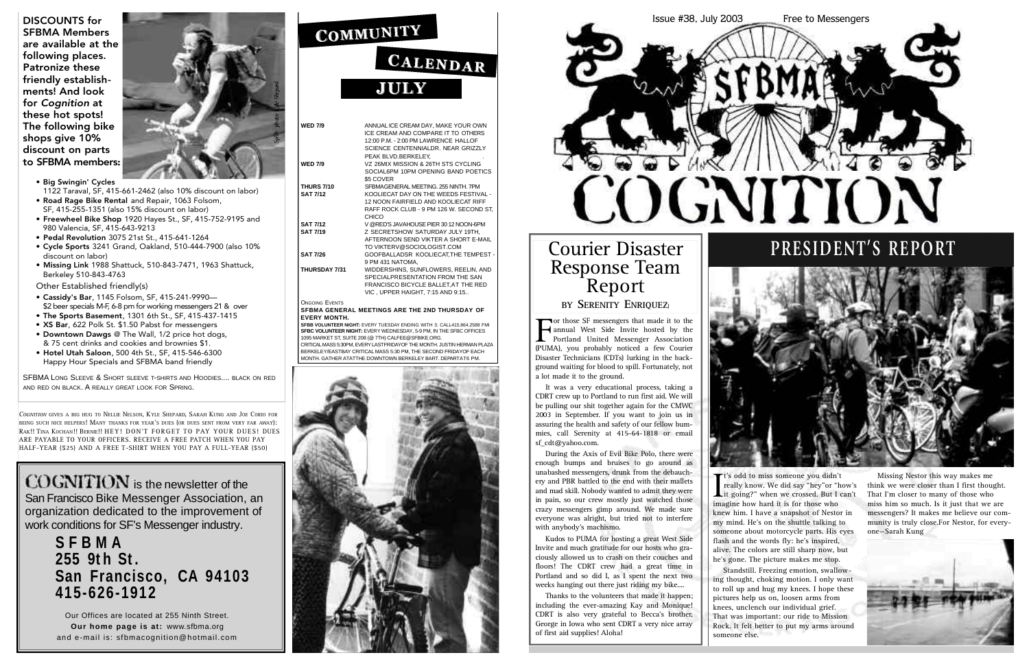**DISCOUNTS for SFBMA Members are available at the following places. Patronize these friendly establishments! And look for *Cognition* at these hot spots! The following bike shops give 10% discount on parts to SFBMA members:**

- **Big Swingin' Cycles** 1122 Taraval, SF, 415-661-2462 (also 10% discount on labor)
- **Road Rage Bike Rental** and Repair, 1063 Folsom, SF, 415-255-1351 (also 15% discount on labor)
- **Freewheel Bike Shop** 1920 Hayes St., SF, 415-752-9195 and 980 Valencia, SF, 415-643-9213
- **Pedal Revolution** 3075 21st St., SF, 415-641-1264
- **Cycle Sports** 3241 Grand, Oakland, 510-444-7900 (also 10% discount on labor)
- **Missing Link** 1988 Shattuck, 510-843-7471, 1963 Shattuck, Berkeley 510-843-4763

Other Established friendly(s)

- **Cassidy's Bar**, 1145 Folsom, SF, 415-241-9990— $2 beer specials M-F, 6-8 pm for working messengers 21 & over
- **The Sports Basement**, 1301 6th St., SF, 415-437-1415
- **XS Bar**, 622 Polk St. $1.50 Pabst for messengers
- **Downtown Dawgs** @ The Wall, 1/2 price hot dogs, & 75 cent drinks and cookies and brownies $1.
- **Hotel Utah Saloon**, 500 4th St., SF, 415-546-6300 Happy Hour Specials and SFBMA band friendly

SFBMA Long Sleeve & Short sleeve t-shirts and Hoodies.... black on red and red on black. A really great look for Spring.

*Cognition* gives a big hug to Nellie Nelson, Kyle Shepard, Sarah Kung and Joe Corio for being such nice helpers! Many thanks for year's dues (or dues sent from very far away): Rak!! Tina Kochan!! Bernie!! HEY! DON'T FORGET TO PAY YOUR DUES! DUES ARE PAYABLE TO YOUR OFFICERS. RECEIVE A FREE PATCH WHEN YOU PAY HALF-YEAR ($25) AND A FREE T-SHIRT WHEN YOU PAY A FULL-YEAR ($50)

**COGNITION** is the newsletter of the San Francisco Bike Messenger Association, an organization dedicated to the improvement of work conditions for SF's Messenger industry.

**SFBMA**
**255 9th St.**
**San Francisco, CA 94103**
**415-626-1912**

Our Offices are located at 255 Ninth Street.
**Our home page is at:** www.sfbma.org
and e-mail is: sfbmacognition@hotmail.com

# Community Calendar July

| | |
|---|---|
| **WED 7/9** | ANNUAL ICE CREAM DAY, MAKE YOUR OWN ICE CREAM AND COMPARE IT TO OTHERS 12:00 P.M. - 2:00 PM LAWRENCE HALLOF SCIENCE CENTENNIALDR. NEAR GRIZZLY PEAK BLVD.BERKELEY, |
| **WED 7/9** | VZ 26MIX MISSION & 26TH STS CYCLING SOCIAL6PM 10PM OPENING BAND POETICS $5 COVER |
| **THURS 7/10** | SFBMAGENERAL MEETING. 255 NINTH. 7PM |
| **SAT 7/12** | KOOLIECAT DAY ON THE WEEDS FESTIVAL - 12 NOON FAIRFIELD AND KOOLIECAT RIFF RAFF ROCK CLUB - 9 PM 126 W. SECOND ST, CHICO |
| **SAT 7/12** | V @RED'S JAVAHOUSE PIER 30 12 NOON-6PM |
| **SAT 7/19** | Z SECRETSHOW SATURDAY JULY 19TH, AFTERNOON SEND VIKTER A SHORT E-MAIL TO VIKTERV@SOCIOLOGIST.COM |
| **SAT 7/26** | GOOFBALLADSR KOOLIECAT,THE TEMPEST - 9 PM 431 NATOMA, |
| **THURSDAY 7/31** | WIDDERSHINS, SUNFLOWERS, REELIN, AND SPECIALPRESENTATION FROM THE SAN FRANCISCO BICYCLE BALLET,AT THE RED VIC , UPPER HAIGHT, 7:15 AND 9:15.. |

Ongoing Events

**SFBMA GENERAL MEETINGS ARE THE 2ND THURSDAY OF EVERY MONTH.**

**SFBB VOLUNTEER NIGHT:** EVERY TUESDAY ENDING WITH 3. CALL415.864.2588 FMI

**SFBC VOLUNTEER NIGHT:** EVERY WEDNESDAY, 5-9 PM, IN THE SFBC OFFICES 1095 MARKET ST, SUITE 208 (@ 7TH) CALFEE@SFBIKE.ORG.

CRITICAL MASS 5:30PM, EVERY LASTFRIDAYOF THE MONTH. JUSTIN HERMAN PLAZA BERKELEY/EASTBAY CRITICAL MASS 5:30 PM, THE SECOND FRIDAYOF EACH MONTH. GATHER ATATTHE DOWNTOWN BERKELEY BART. DEPARTAT6 PM.

Issue #38, July 2003 — Free to Messengers

# SFBMA COGNITION

## Courier Disaster Response Team Report

### by Serenity Enriquez

For those SF messengers that made it to the annual West Side Invite hosted by the Portland United Messenger Association (PUMA), you probably noticed a few Courier Disaster Technicians (CDTs) lurking in the background waiting for blood to spill. Fortunately, not a lot made it to the ground.

It was a very educational process, taking a CDRT crew up to Portland to run first aid. We will be pulling our shit together again for the CMWC 2003 in September. If you want to join us in assuring the health and safety of our fellow bummies, call Serenity at 415-64-1818 or email sf_cdt@yahoo.com.

During the Axis of Evil Bike Polo, there were enough bumps and bruises to go around as unabashed messengers, drunk from the debauchery and PBR battled to the end with their mallets and mad skill. Nobody wanted to admit they were in pain, so our crew mostly just watched those crazy messengers gimp around. We made sure everyone was alright, but tried not to interfere with anybody's machismo.

Kudos to PUMA for hosting a great West Side Invite and much gratitude for our hosts who graciously allowed us to crash on their couches and floors! The CDRT crew had a great time in Portland and so did I, as I spent the next two weeks hanging out there just riding my bike....

Thanks to the volunteers that made it happen; including the ever-amazing Kay and Monique! CDRT is also very grateful to Becca's brother, George in Iowa who sent CDRT a very nice array of first aid supplies! Aloha!

## President's Report

It's odd to miss someone you didn't really know. We did say "hey"or "how's it going?" when we crossed. But I can't imagine how hard it is for those who knew him. I have a snapshot of Nestor in my mind. He's on the shuttle talking to someone about motorcycle parts. His eyes flash and the words fly: he's inspired, alive. The colors are still sharp now, but he's gone. The picture makes me stop.

Standstill. Freezing emotion, swallowing thought, choking motion. I only want to roll up and hug my knees. I hope these pictures help us on, loosen arms from knees, unclench our individual grief. That was important: our ride to Mission Rock. It felt better to put my arms around someone else.

Missing Nestor this way makes me think we were closer than I first thought. That I'm closer to many of those who miss him so much. Is it just that we are messengers? It makes me believe our community is truly close.For Nestor, for everyone—Sarah Kung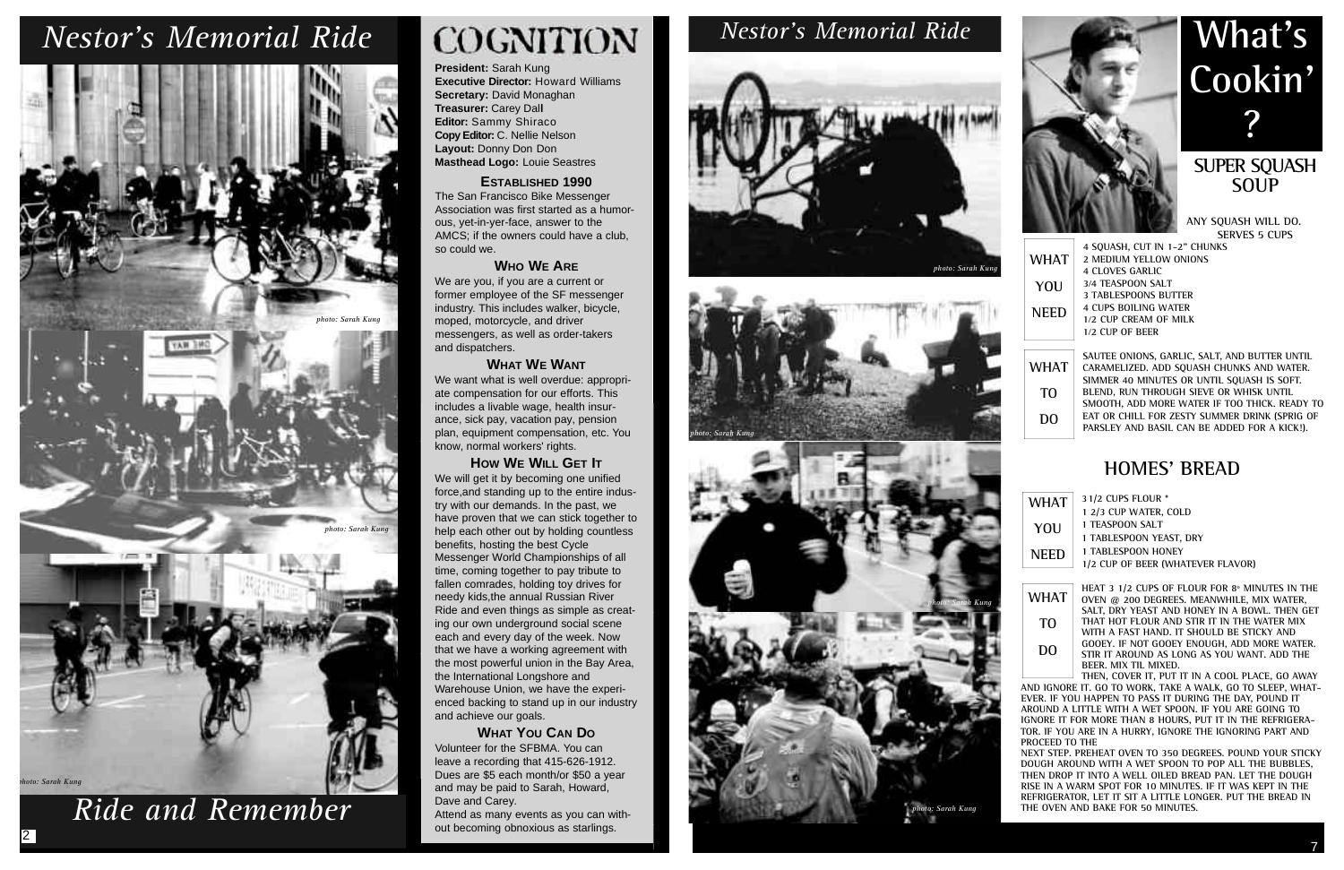# Nestor's Memorial Ride

photo: Sarah Kung

photo: Sarah Kung

photo: Sarah Kung

# Ride and Remember

# COGNITION

**President:** Sarah Kung
**Executive Director:** Howard Williams
**Secretary:** David Monaghan
**Treasurer:** Carey Dall
**Editor:** Sammy Shiraco
**Copy Editor:** C. Nellie Nelson
**Layout:** Donny Don Don
**Masthead Logo:** Louie Seastres

### ESTABLISHED 1990

The San Francisco Bike Messenger Association was first started as a humorous, yet-in-yer-face, answer to the AMCS; if the owners could have a club, so could we.

### WHO WE ARE

We are you, if you are a current or former employee of the SF messenger industry. This includes walker, bicycle, moped, motorcycle, and driver messengers, as well as order-takers and dispatchers.

### WHAT WE WANT

We want what is well overdue: appropriate compensation for our efforts. This includes a livable wage, health insurance, sick pay, vacation pay, pension plan, equipment compensation, etc. You know, normal workers' rights.

### HOW WE WILL GET IT

We will get it by becoming one unified force,and standing up to the entire industry with our demands. In the past, we have proven that we can stick together to help each other out by holding countless benefits, hosting the best Cycle Messenger World Championships of all time, coming together to pay tribute to fallen comrades, holding toy drives for needy kids,the annual Russian River Ride and even things as simple as creating our own underground social scene each and every day of the week. Now that we have a working agreement with the most powerful union in the Bay Area, the International Longshore and Warehouse Union, we have the experienced backing to stand up in our industry and achieve our goals.

### WHAT YOU CAN DO

Volunteer for the SFBMA. You can leave a recording that 415-626-1912. Dues are $5 each month/or $50 a year and may be paid to Sarah, Howard, Dave and Carey.
Attend as many events as you can without becoming obnoxious as starlings.

# Nestor's Memorial Ride

photo: Sarah Kung

photo: Sarah Kung

photo: Sarah Kung

photo: Sarah Kung

# What's Cookin'?

## SUPER SQUASH SOUP

ANY SQUASH WILL DO.
SERVES 5 CUPS

**WHAT YOU NEED**

4 SQUASH, CUT IN 1-2" CHUNKS
2 MEDIUM YELLOW ONIONS
4 CLOVES GARLIC
3/4 TEASPOON SALT
3 TABLESPOONS BUTTER
4 CUPS BOILING WATER
1/2 CUP CREAM OF MILK
1/2 CUP OF BEER

**WHAT TO DO**

SAUTEE ONIONS, GARLIC, SALT, AND BUTTER UNTIL CARAMELIZED. ADD SQUASH CHUNKS AND WATER. SIMMER 40 MINUTES OR UNTIL SQUASH IS SOFT. BLEND, RUN THROUGH SIEVE OR WHISK UNTIL SMOOTH, ADD MORE WATER IF TOO THICK. READY TO EAT OR CHILL FOR ZESTY SUMMER DRINK (SPRIG OF PARSLEY AND BASIL CAN BE ADDED FOR A KICK!).

## HOMES' BREAD

**WHAT YOU NEED**

3 1/2 CUPS FLOUR *
1 2/3 CUP WATER, COLD
1 TEASPOON SALT
1 TABLESPOON YEAST, DRY
1 TABLESPOON HONEY
1/2 CUP OF BEER (WHATEVER FLAVOR)

**WHAT TO DO**

HEAT 3 1/2 CUPS OF FLOUR FOR 8* MINUTES IN THE OVEN @ 200 DEGREES. MEANWHILE, MIX WATER, SALT, DRY YEAST AND HONEY IN A BOWL. THEN GET THAT HOT FLOUR AND STIR IT IN THE WATER MIX WITH A FAST HAND. IT SHOULD BE STICKY AND GOOEY. IF NOT GOOEY ENOUGH, ADD MORE WATER. STIR IT AROUND AS LONG AS YOU WANT. ADD THE BEER. MIX TIL MIXED.

THEN, COVER IT, PUT IT IN A COOL PLACE, GO AWAY AND IGNORE IT. GO TO WORK, TAKE A WALK, GO TO SLEEP, WHATEVER. IF YOU HAPPEN TO PASS IT DURING THE DAY, POUND IT AROUND A LITTLE WITH A WET SPOON. IF YOU ARE GOING TO IGNORE IT FOR MORE THAN 8 HOURS, PUT IT IN THE REFRIGERATOR. IF YOU ARE IN A HURRY, IGNORE THE IGNORING PART AND PROCEED TO THE

NEXT STEP. PREHEAT OVEN TO 350 DEGREES. POUND YOUR STICKY DOUGH AROUND WITH A WET SPOON TO POP ALL THE BUBBLES, THEN DROP IT INTO A WELL OILED BREAD PAN. LET THE DOUGH RISE IN A WARM SPOT FOR 10 MINUTES. IF IT WAS KEPT IN THE REFRIGERATOR, LET IT SIT A LITTLE LONGER. PUT THE BREAD IN THE OVEN AND BAKE FOR 50 MINUTES.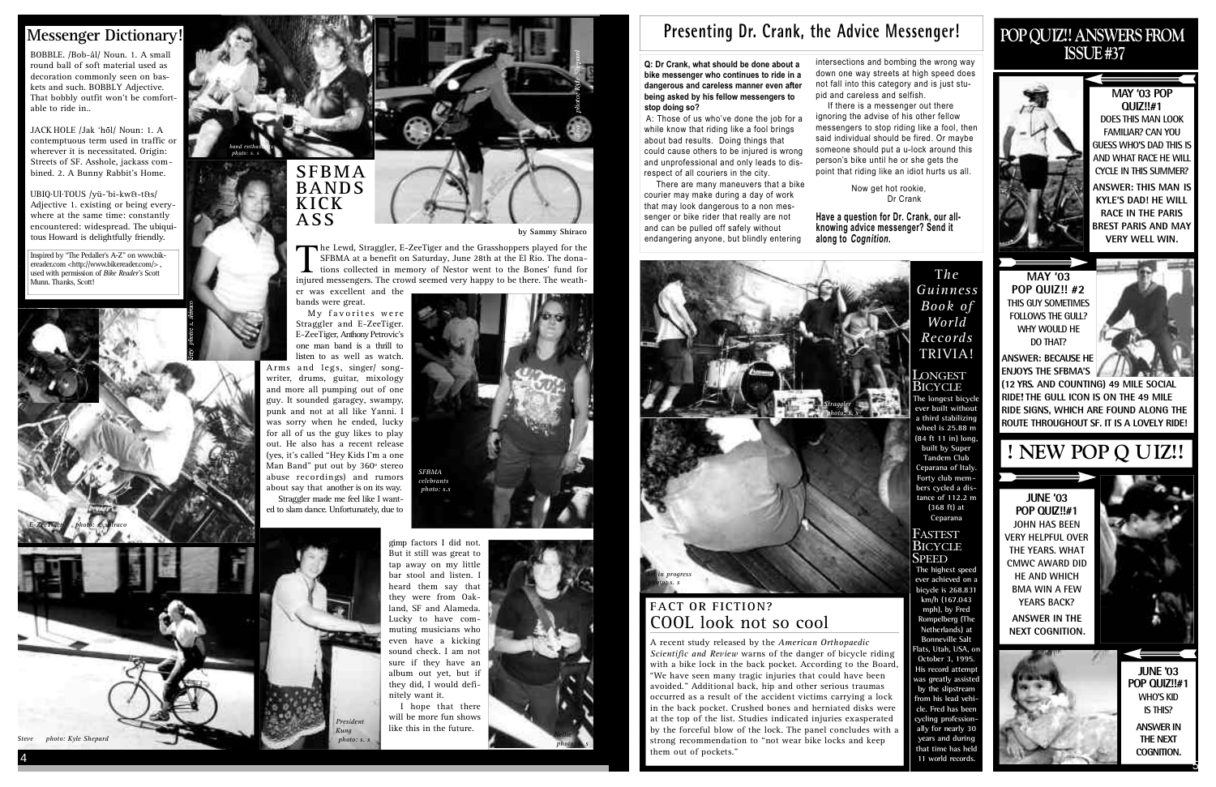## Messenger Dictionary!

BOBBLE. /Bob-âl/ Noun. 1. A small round ball of soft material used as decoration commonly seen on baskets and such. BOBBLY Adjective. That bobbly outfit won't be comfortable to ride in..

JACK HOLE /Jak 'hōl/ Noun: 1. A contemptuous term used in traffic or wherever it is necessitated. Origin: Streets of SF. Asshole, jackass combined. 2. A Bunny Rabbit's Home.

UBIQ·UI·TOUS /yü-'bi-kwət-təs/ Adjective 1. existing or being everywhere at the same time: constantly encountered: widespread. The ubiquitous Howard is delightfully friendly.

Inspired by "The Pedaller's A-Z" on www.bikereader.com <http://www.bikereader.com/>, used with permission of *Bike Reader's* Scott Munn. Thanks, Scott!

*band enthusiasts photo: s. s*

*photos: s. shiraco*

*E-ZeeTiger photo: s. shiraco*

*Steve photo: Kyle Shepard*

*photo: Kyle Shepard*

## SFBMA BANDS KICK ASS

**by Sammy Shiraco**

The Lewd, Straggler, E-ZeeTiger and the Grasshoppers played for the SFBMA at a benefit on Saturday, June 28th at the El Rio. The donations collected in memory of Nestor went to the Bones' fund for injured messengers. The crowd seemed very happy to be there. The weather was excellent and the bands were great.

My favorites were Straggler and E-ZeeTiger. E-ZeeTiger, Anthony Petrovic's one man band is a thrill to listen to as well as watch. Arms and legs, singer/ songwriter, drums, guitar, mixology and more all pumping out of one guy. It sounded garagey, swampy, punk and not at all like Yanni. I was sorry when he ended, lucky for all of us the guy likes to play out. He also has a recent release (yes, it's called "Hey Kids I'm a one Man Band" put out by 360° stereo abuse recordings) and rumors about say that another is on its way.

Straggler made me feel like I wanted to slam dance. Unfortunately, due to gimp factors I did not. But it still was great to tap away on my little bar stool and listen. I heard them say that they were from Oakland, SF and Alameda. Lucky to have commuting musicians who even have a kicking sound check. I am not sure if they have an album out yet, but if they did, I would definitely want it.

I hope that there will be more fun shows like this in the future.

*SFBMA celebrants photo: s.s*

*President Kung photo: s. s*

*Nellie photo: s. s*

## Presenting Dr. Crank, the Advice Messenger!

**Q: Dr Crank, what should be done about a bike messenger who continues to ride in a dangerous and careless manner even after being asked by his fellow messengers to stop doing so?**

A: Those of us who've done the job for a while know that riding like a fool brings about bad results. Doing things that could cause others to be injured is wrong and unprofessional and only leads to disrespect of all couriers in the city.

There are many maneuvers that a bike courier may make during a day of work that may look dangerous to a non messenger or bike rider that really are not and can be pulled off safely without endangering anyone, but blindly entering intersections and bombing the wrong way down one way streets at high speed does not fall into this category and is just stupid and careless and selfish.

If there is a messenger out there ignoring the advise of his other fellow messengers to stop riding like a fool, then said individual should be fired. Or maybe someone should put a u-lock around this person's bike until he or she gets the point that riding like an idiot hurts us all.

Now get hot rookie,
Dr Crank

**Have a question for Dr. Crank, our all-knowing advice messenger? Send it along to *Cognition.***

*Straggler photo: s. s*

*Art in progress photo: s. s*

### FACT OR FICTION?
## COOL look not so cool

A recent study released by the *American Orthopaedic Scientific and Review* warns of the danger of bicycle riding with a bike lock in the back pocket. According to the Board, "We have seen many tragic injuries that could have been avoided." Additional back, hip and other serious traumas occurred as a result of the accident victims carrying a lock in the back pocket. Crushed bones and herniated disks were at the top of the list. Studies indicated injuries exasperated by the forceful blow of the lock. The panel concludes with a strong recommendation to "not wear bike locks and keep them out of pockets."

## The Guinness Book of World Records TRIVIA!

### LONGEST BICYCLE

The longest bicycle ever built without a third stabilizing wheel is 25.88 m (84 ft 11 in) long, built by Super Tandem Club Ceparana of Italy. Forty club members cycled a distance of 112.2 m (368 ft) at Ceparana

### FASTEST BICYCLE SPEED

The highest speed ever achieved on a bicycle is 268.831 km/h (167.043 mph), by Fred Rompelberg (The Netherlands) at Bonneville Salt Flats, Utah, USA, on October 3, 1995. His record attempt was greatly assisted by the slipstream from his lead vehicle. Fred has been cycling professionally for nearly 30 years and during that time has held 11 world records.

## POP QUIZ!! ANSWERS FROM ISSUE #37

**MAY '03 POP QUIZ!!#1**
DOES THIS MAN LOOK FAMILIAR? CAN YOU GUESS WHO'S DAD THIS IS AND WHAT RACE HE WILL CYCLE IN THIS SUMMER?
**ANSWER: THIS MAN IS KYLE'S DAD! HE WILL RACE IN THE PARIS BREST PARIS AND MAY VERY WELL WIN.**

**MAY '03 POP QUIZ!! #2**
THIS GUY SOMETIMES FOLLOWS THE GULL? WHY WOULD HE DO THAT?
**ANSWER: BECAUSE HE ENJOYS THE SFBMA'S (12 YRS. AND COUNTING) 49 MILE SOCIAL RIDE! THE GULL ICON IS ON THE 49 MILE RIDE SIGNS, WHICH ARE FOUND ALONG THE ROUTE THROUGHOUT SF. IT IS A LOVELY RIDE!**

## ! NEW POP QUIZ!!

**JUNE '03 POP QUIZ!!#1**
JOHN HAS BEEN VERY HELPFUL OVER THE YEARS. WHAT CMWC AWARD DID HE AND WHICH BMA WIN A FEW YEARS BACK?
**ANSWER IN THE NEXT COGNITION.**

**JUNE '03 POP QUIZ!!#1**
WHO'S KID IS THIS?
**ANSWER IN THE NEXT COGNITION.**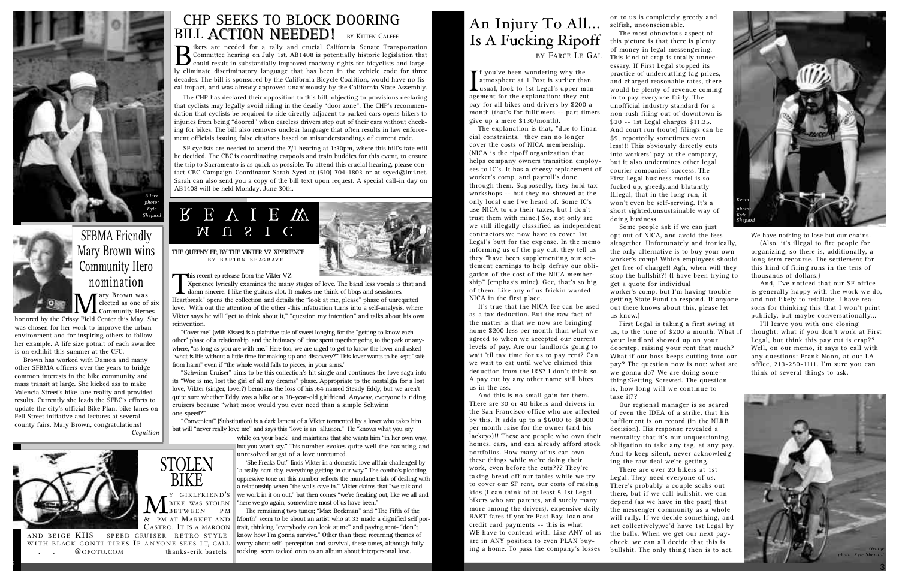# CHP SEEKS TO BLOCK DOORING BILL ACTION NEEDED!

BY KITTEN CALFEE

Bikers are needed for a rally and crucial California Senate Transportation Committee hearing on July 1st. AB1408 is potentially historic legislation that could result in substantially improved roadway rights for bicyclists and largely eliminate discriminatory language that has been in the vehicle code for three decades. The bill is sponsored by the California Bicycle Coalition, would have no fiscal impact, and was already approved unanimously by the California State Assembly.

The CHP has declared their opposition to this bill, objecting to provisions declaring that cyclists may legally avoid riding in the deadly "door zone". The CHP's recommendation that cyclists be required to ride directly adjacent to parked cars opens bikers to injuries from being "doored" when careless drivers step out of their cars without checking for bikes. The bill also removes unclear language that often results in law enforcement officials issuing false citations based on misunderstandings of current code.

SF cyclists are needed to attend the 7/1 hearing at 1:30pm, where this bill's fate will be decided. The CBC is coordinating carpools and train buddies for this event, to ensure the trip to Sacramento is as quick as possible. To attend this crucial hearing, please contact CBC Campaign Coordinator Sarah Syed at (510) 704-1803 or at ssyed@lmi.net. Sarah can also send you a copy of the bill text upon request. A special call-in day on AB1408 will be held Monday, June 30th.

*Silver photo: Kyle Shepard*

# SFBMA Friendly Mary Brown wins Community Hero nomination

Mary Brown was elected as one of six Community Heroes honored by the Crissy Field Center this May. She was chosen for her work to improve the urban environment and for inspiring others to follow her example. A life size potrait of each awardee is on exhibit this summer at the CFC.

Brown has worked with Damon and many other SFBMA officers over the years to bridge common interests in the bike community and mass transit at large. She kicked ass to make Valencia Street's bike lane reality and provided results. Currently she leads the SFBC's efforts to update the city's official Bike Plan, bike lanes on Fell Street initiative and lectures at several county fairs. Mary Brown, congratulations!

*Cognition*

# REVIEW MUSIC

**THE QUEENY EP, BY THE VIKTER VZ XPERIENCE**

BY BARTON SEAGRAVE

This recent ep release from the Vikter VZ Xperience lyrically examines the many stages of love. The band less vocals is that and damn sincere. I like the guitars alot. It makes me think of bbqs and seashores. Heartbreak" opens the collection and details the "look at me, please" phase of unrequited love. With out the attention of the other -this infatuation turns into a self-analysis, where Vikter says he will "get to think about it," "question my intention" and talks about his own reinvention.

"Cover me" (with Kisses) is a plaintive tale of sweet longing for the "getting to know each other" phase of a relationship, and the intimacy of time spent together going to the park or anywhere, "as long as you are with me." Here too, we are urged to get to know the lover and asked "what is life without a little time for making up and discovery?" This lover wants to be kept "safe from harm" even if "the whole world falls to pieces, in your arms."

"Schwinn Cruiser" aims to be this collection's hit single and continues the love saga into its "Woe is me, lost the girl of all my dreams" phase. Appropriate to the nostalgia for a lost love, Vikter (singer, lover?) bemoans the loss of his ,64 named Steady Eddy, but we aren't quite sure whether Eddy was a bike or a 38-year-old girlfriend. Anyway, everyone is riding cruisers because "what more would you ever need than a simple Schwinn one-speed?"

"Convenient" (Substitution) is a dark lament of a Vikter tormented by a lover who takes him but will "never really love me" and says this "love is an allusion." He "knows what you say while on your back" and maintains that she wants him "in her own way, but you won't say." This number evokes quite well the haunting and unresolved angst of a love unreturned.

'She Freaks Out" finds Vikter in a domestic love afffair challenged by "a really hard day, everything getting in our way." The combo's plodding, oppressive tone on this number reflects the mundane trials of dealing with a relationship when "the walls cave in." Vikter claims that "we talk and we work in it on out," but then comes "we're freaking out, like we all and "here we go again,-somewhere most of us have been."

The remaining two tunes; "Max Beckman" and "The Fifth of the Month" seem to be about an artist who at 33 made a dignified self portrait, thinking "everybody can look at me" and paying rent- "don"t know how I'm gonna survive." Other than these recurring themes of worry about self- perception and survival, these tunes, although fully rocking, seem tacked onto to an album about interpersonal love.

# STOLEN BIKE

My girlfriend's bike was stolen between pm & pm at Market and Castro. It is a maroon and beige KHS speed cruiser retro style with black conti tires If anyone sees it, call . . @ofoto.com thanks-erik bartels

# An Injury To All... Is A Fucking Ripoff

BY FARCE LE GAL

If you've been wondering why the atmosphere at 1 Post is surlier than usual, look to 1st Legal's upper management for the explanation: they cut pay for all bikes and drivers by $200 a month (that's for fulltimers -- part timers give up a mere $130/month).

The explanation is that, "due to financial constraints," they can no longer cover the costs of NICA membership. (NICA is the ripoff organization that helps company owners transition employees to IC's. It has a cheesy replacement of worker's comp, and payroll's done through them. Supposedly, they hold tax workshops -- but they no-showed at the only local one I've heard of. Some IC's use NICA to do their taxes, but I don't trust them with mine.) So, not only are we still illegally classified as independent contractors,we now have to cover 1st Legal's butt for the expense. In the memo informing us of the pay cut, they tell us they "have been supplementing our settlement earnings to help defray our obligation of the cost of the NICA membership" (emphasis mine). Gee, that's so big of them. Like any of us frickin wanted NICA in the first place.

It's true that the NICA fee can be used as a tax deduction. But the raw fact of the matter is that we now are bringing home $200 less per month than what we agreed to when we accepted our current levels of pay. Are our landlords going to wait 'til tax time for us to pay rent? Can we wait to eat until we've claimed this deduction from the IRS? I don't think so. A pay cut by any other name still bites us in the ass.

And this is no small gain for them. There are 30 or 40 bikers and drivers in the San Francisco office who are affected by this. It adds up to a $6000 to $8000 per month raise for the owner (and his lackeys)!! These are people who own their homes, cars, and can already afford stock portfolios. How many of us can own these things while we're doing their work, even before the cuts??? They're taking bread off our tables while we try to cover our SF rent, our costs of raising kids (I can think of at least 5 1st Legal bikers who are parents, and surely many more among the drivers), expensive daily BART fares if you're East Bay, loan and credit card payments -- this is what WE have to contend with. Like ANY of us are in ANY position to even PLAN buying a home. To pass the company's losses on to us is completely greedy and selfish, unconscionable.

The most obnoxious aspect of this picture is that there is plenty of money in legal messengering. This kind of crap is totally unnecessary. If First Legal stopped its practice of undercutting tag prices, and charged reasonable rates, there would be plenty of revenue coming in to pay everyone fairly. The unofficial industry standard for a non-rush filing out of downtown is $20 -- 1st Legal charges $11.25. And court run (route) filings can be $9, reportedly sometimes even less!!! This obviously directly cuts into workers' pay at the company, but it also undermines other legal courier companies' success. The First Legal business model is so fucked up, greedy,and blatantly ILlegal, that in the long run, it won't even be self-serving. It's a short sighted,unsustainable way of doing business.

Some people ask if we can just opt out of NICA, and avoid the fees altogether. Unfortunately and ironically, the only alternative is to buy your own worker's comp! Which employees should get free of charge!! Agh, when will they stop the bullshit?! (I have been trying to get a quote for individual worker's comp, but I'm having trouble getting State Fund to respond. If anyone out there knows about this, please let us know.)

First Legal is taking a first swing at us, to the tune of $200 a month. What if your landlord showed up on your doorstep, raising your rent that much? What if our boss keeps cutting into our pay? The question now is not: what are we gonna do? We are doing something:Getting Screwed. The question is, how long will we continue to take it??

Our regional manager is so scared of even the IDEA of a strike, that his bafflement is on record (in the NLRB decision). His response revealed a mentality that it's our unquestioning obligation to take any tag, at any pay. And to keep silent, never acknowledging the raw deal we're getting.

There are over 20 bikers at 1st Legal. They need everyone of us. There's probably a couple scabs out there, but if we call bullshit, we can depend (as we have in the past) that the messenger community as a whole will rally. If we decide something, and act collectively,we'd have 1st Legal by the balls. When we get our next paycheck, we can all decide that this is bullshit. The only thing then is to act.

*Kevin photo: Kyle Shepard*

We have nothing to lose but our chains.

(Also, it's illegal to fire people for organizing, so there is, additionally, a long term recourse. The settlement for this kind of firing runs in the tens of thousands of dollars.)

And, I've noticed that our SF office is generally happy with the work we do, and not likely to retaliate. I have reasons for thinking this that I won't print publicly, but maybe conversationally...

I'll leave you with one closing thought: what if you don't work at First Legal, but think this pay cut is crap?? Well, on our memo, it says to call with any questions: Frank Noon, at our LA office, 213-250-1111. I'm sure you can think of several things to ask.

*George photo: Kyle Shepard*